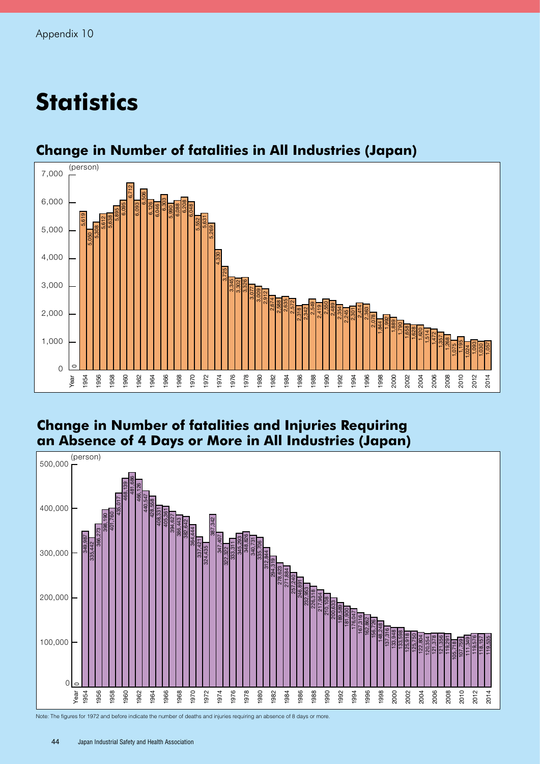Appendix 10

# Statistics

## Change in Number of fatalities in All Industries (Japan)

(person)

| Year | Fatalities |
|---|---|
| 1954 | 5,619 |
| 1955 | 5,050 |
| 1956 | 5,308 |
| 1957 | 5,612 |
| 1958 | 5,638 |
| 1959 | 5,895 |
| 1960 | 6,095 |
| 1961 | 6,712 |
| 1962 | 6,093 |
| 1963 | 6,506 |
| 1964 | 6,126 |
| 1965 | 6,046 |
| 1966 | 6,303 |
| 1967 | 5,990 |
| 1968 | 6,088 |
| 1969 | 6,208 |
| 1970 | 6,048 |
| 1971 | 5,552 |
| 1972 | 5,631 |
| 1973 | 5,269 |
| 1974 | 4,330 |
| 1975 | 3,725 |
| 1976 | 3,345 |
| 1977 | 3,302 |
| 1978 | 3,326 |
| 1979 | 3,077 |
| 1980 | 3,009 |
| 1981 | 2,912 |
| 1982 | 2,674 |
| 1983 | 2,588 |
| 1984 | 2,635 |
| 1985 | 2,572 |
| 1986 | 2,318 |
| 1987 | 2,342 |
| 1988 | 2,549 |
| 1989 | 2,419 |
| 1990 | 2,550 |
| 1991 | 2,489 |
| 1992 | 2,354 |
| 1993 | 2,245 |
| 1994 | 2,301 |
| 1995 | 2,414 |
| 1996 | 2,363 |
| 1997 | 2,078 |
| 1998 | 1,844 |
| 1999 | 1,992 |
| 2000 | 1,889 |
| 2001 | 1,790 |
| 2002 | 1,658 |
| 2003 | 1,628 |
| 2004 | 1,620 |
| 2005 | 1,514 |
| 2006 | 1,472 |
| 2007 | 1,357 |
| 2008 | 1,268 |
| 2009 | 1,075 |
| 2010 | 1,195 |
| 2011 | 1,024 |
| 2012 | 1,093 |
| 2013 | 1,030 |
| 2014 | 1,057 |

## Change in Number of fatalities and Injuries Requiring an Absence of 4 Days or More in All Industries (Japan)

(person)

| Year | Fatalities and Injuries |
|---|---|
| 1954 | 349,987 |
| 1955 | 335,442 |
| 1956 | 366,273 |
| 1957 | 398,190 |
| 1958 | 401,760 |
| 1959 | 435,017 |
| 1960 | 468,139 |
| 1961 | 481,686 |
| 1962 | 466,126 |
| 1963 | 440,547 |
| 1964 | 428,558 |
| 1965 | 408,331 |
| 1966 | 405,361 |
| 1967 | 394,627 |
| 1968 | 386,443 |
| 1969 | 382,642 |
| 1970 | 364,444 |
| 1971 | 337,421 |
| 1972 | 324,435 |
| 1973 | 387,342 |
| 1974 | 347,407 |
| 1975 | 322,322 |
| 1976 | 333,311 |
| 1977 | 345,293 |
| 1978 | 348,826 |
| 1979 | 340,731 |
| 1980 | 335,706 |
| 1981 | 312,844 |
| 1982 | 294,319 |
| 1983 | 278,623 |
| 1984 | 271,884 |
| 1985 | 257,240 |
| 1986 | 246,891 |
| 1987 | 232,953 |
| 1988 | 226,318 |
| 1989 | 217,964 |
| 1990 | 210,108 |
| 1991 | 200,633 |
| 1992 | 189,589 |
| 1993 | 181,900 |
| 1994 | 176,047 |
| 1995 | 167,316 |
| 1996 | 162,862 |
| 1997 | 156,726 |
| 1998 | 148,248 |
| 1999 | 137,316 |
| 2000 | 133,948 |
| 2001 | 133,598 |
| 2002 | 125,918 |
| 2003 | 125,750 |
| 2004 | 122,804 |
| 2005 | 120,354 |
| 2006 | 121,378 |
| 2007 | 121,356 |
| 2008 | 119,291 |
| 2009 | 105,718 |
| 2010 | 107,759 |
| 2011 | 111,349 |
| 2012 | 119,576 |
| 2013 | 118,157 |
| 2014 | 119,535 |

Note: The figures for 1972 and before indicate the number of deaths and injuries requiring an absence of 8 days or more.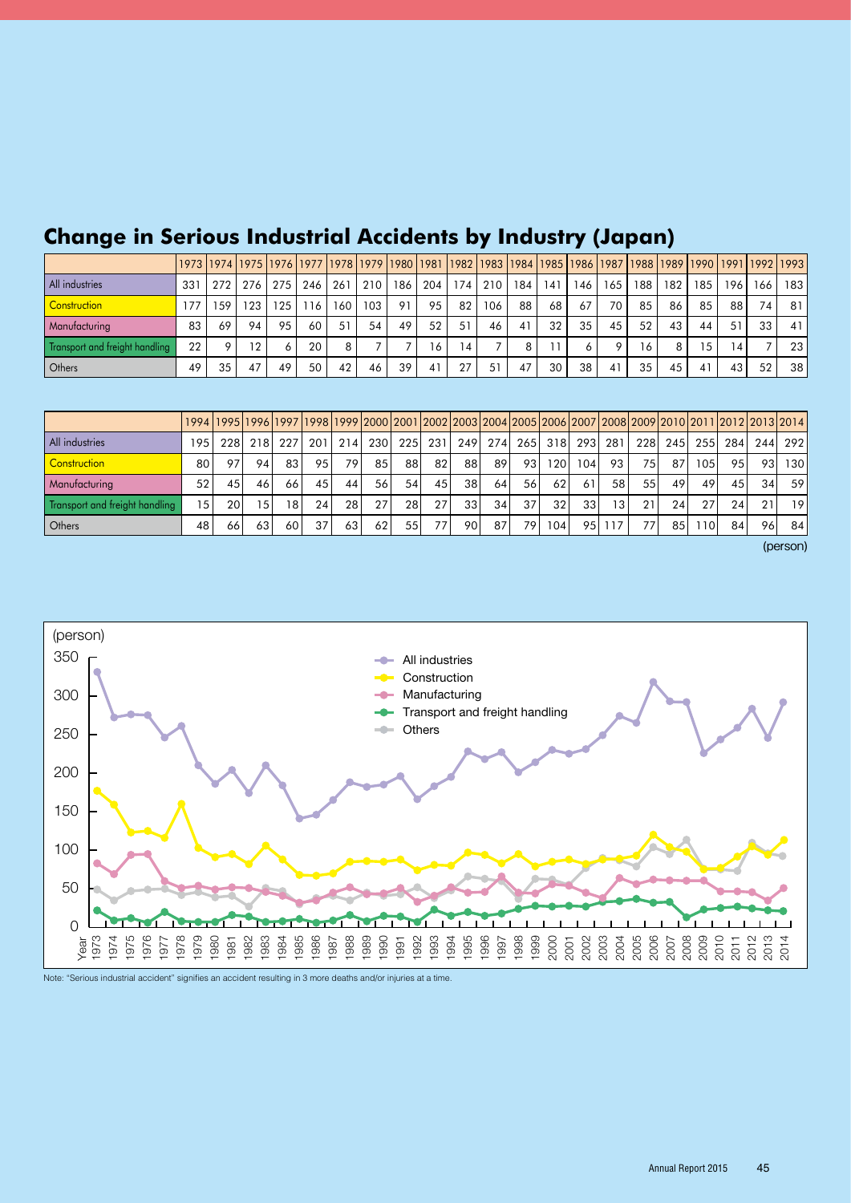## Change in Serious Industrial Accidents by Industry (Japan)

| | 1973 | 1974 | 1975 | 1976 | 1977 | 1978 | 1979 | 1980 | 1981 | 1982 | 1983 | 1984 | 1985 | 1986 | 1987 | 1988 | 1989 | 1990 | 1991 | 1992 | 1993 |
|---|---|---|---|---|---|---|---|---|---|---|---|---|---|---|---|---|---|---|---|---|---|
| All industries | 331 | 272 | 276 | 275 | 246 | 261 | 210 | 186 | 204 | 174 | 210 | 184 | 141 | 146 | 165 | 188 | 182 | 185 | 196 | 166 | 183 |
| Construction | 177 | 159 | 123 | 125 | 116 | 160 | 103 | 91 | 95 | 82 | 106 | 88 | 68 | 67 | 70 | 85 | 86 | 85 | 88 | 74 | 81 |
| Manufacturing | 83 | 69 | 94 | 95 | 60 | 51 | 54 | 49 | 52 | 51 | 46 | 41 | 32 | 35 | 45 | 52 | 43 | 44 | 51 | 33 | 41 |
| Transport and freight handling | 22 | 9 | 12 | 6 | 20 | 8 | 7 | 7 | 16 | 14 | 7 | 8 | 11 | 6 | 9 | 16 | 8 | 15 | 14 | 7 | 23 |
| Others | 49 | 35 | 47 | 49 | 50 | 42 | 46 | 39 | 41 | 27 | 51 | 47 | 30 | 38 | 41 | 35 | 45 | 41 | 43 | 52 | 38 |

| | 1994 | 1995 | 1996 | 1997 | 1998 | 1999 | 2000 | 2001 | 2002 | 2003 | 2004 | 2005 | 2006 | 2007 | 2008 | 2009 | 2010 | 2011 | 2012 | 2013 | 2014 |
|---|---|---|---|---|---|---|---|---|---|---|---|---|---|---|---|---|---|---|---|---|---|
| All industries | 195 | 228 | 218 | 227 | 201 | 214 | 230 | 225 | 231 | 249 | 274 | 265 | 318 | 293 | 281 | 228 | 245 | 255 | 284 | 244 | 292 |
| Construction | 80 | 97 | 94 | 83 | 95 | 79 | 85 | 88 | 82 | 88 | 89 | 93 | 120 | 104 | 93 | 75 | 87 | 105 | 95 | 93 | 130 |
| Manufacturing | 52 | 45 | 46 | 66 | 45 | 44 | 56 | 54 | 45 | 38 | 64 | 56 | 62 | 61 | 58 | 55 | 49 | 49 | 45 | 34 | 59 |
| Transport and freight handling | 15 | 20 | 15 | 18 | 24 | 28 | 27 | 28 | 27 | 33 | 34 | 37 | 32 | 33 | 13 | 21 | 24 | 27 | 24 | 21 | 19 |
| Others | 48 | 66 | 63 | 60 | 37 | 63 | 62 | 55 | 77 | 90 | 87 | 79 | 104 | 95 | 117 | 77 | 85 | 110 | 84 | 96 | 84 |

(person)

Note: "Serious industrial accident" signifies an accident resulting in 3 more deaths and/or injuries at a time.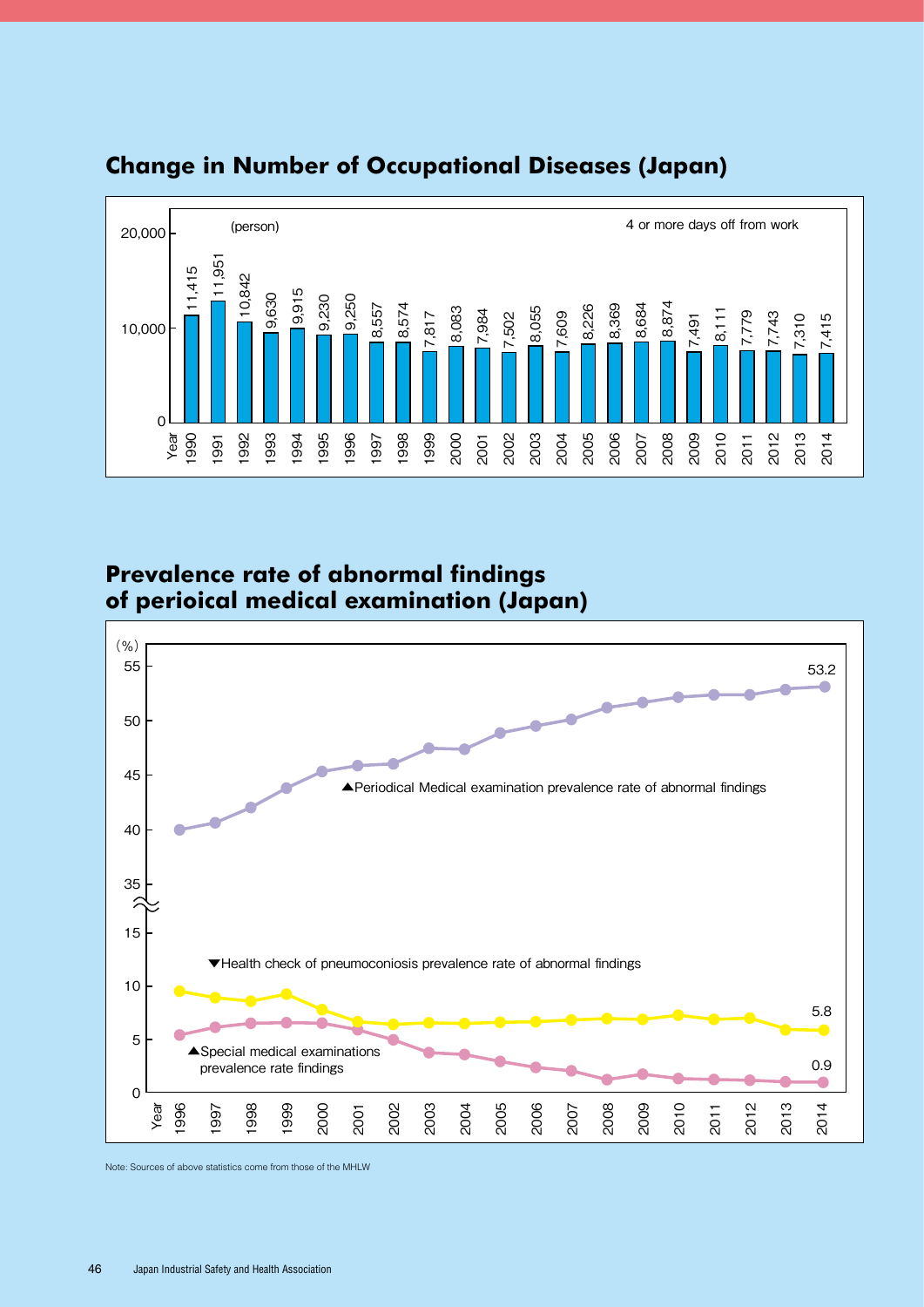## Change in Number of Occupational Diseases (Japan)

(person)

4 or more days off from work

20,000
10,000
0

Year

1990: 11,415
1991: 11,951
1992: 10,842
1993: 9,630
1994: 9,915
1995: 9,230
1996: 9,250
1997: 8,557
1998: 8,574
1999: 7,817
2000: 8,083
2001: 7,984
2002: 7,502
2003: 8,055
2004: 7,609
2005: 8,226
2006: 8,369
2007: 8,684
2008: 8,874
2009: 7,491
2010: 8,111
2011: 7,779
2012: 7,743
2013: 7,310
2014: 7,415

## Prevalence rate of abnormal findings of perioical medical examination (Japan)

(%)

55
50
45
40
35
15
10
5
0

Year

1996 1997 1998 1999 2000 2001 2002 2003 2004 2005 2006 2007 2008 2009 2010 2011 2012 2013 2014

▲Periodical Medical examination prevalence rate of abnormal findings

53.2

▼Health check of pneumoconiosis prevalence rate of abnormal findings

5.8

▲Special medical examinations prevalence rate findings

0.9

Note: Sources of above statistics come from those of the MHLW